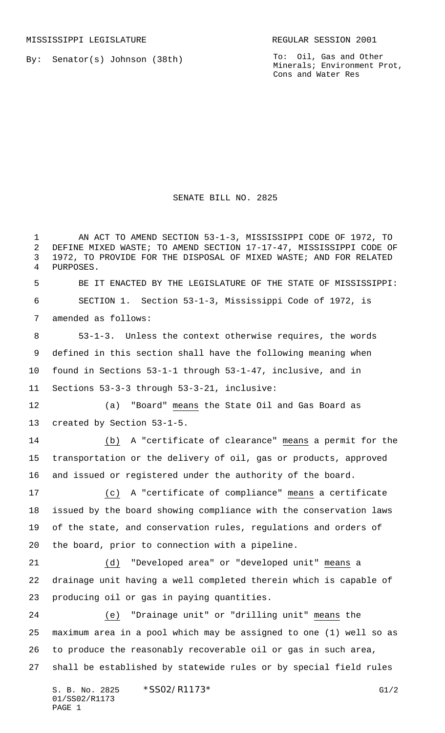MISSISSIPPI LEGISLATURE REGULAR SESSION 2001

By: Senator(s) Johnson (38th)

To: Oil, Gas and Other Minerals; Environment Prot, Cons and Water Res

# SENATE BILL NO. 2825

AN ACT TO AMEND SECTION 53-1-3, MISSISSIPPI CODE OF 1972, TO DEFINE MIXED WASTE; TO AMEND SECTION 17-17-47, MISSISSIPPI CODE OF 1972, TO PROVIDE FOR THE DISPOSAL OF MIXED WASTE; AND FOR RELATED PURPOSES.

BE IT ENACTED BY THE LEGISLATURE OF THE STATE OF MISSISSIPPI:

SECTION 1. Section 53-1-3, Mississippi Code of 1972, is amended as follows:

53-1-3. Unless the context otherwise requires, the words defined in this section shall have the following meaning when found in Sections 53-1-1 through 53-1-47, inclusive, and in Sections 53-3-3 through 53-3-21, inclusive:

(a) "Board" means the State Oil and Gas Board as created by Section 53-1-5.

(b) A "certificate of clearance" means a permit for the transportation or the delivery of oil, gas or products, approved and issued or registered under the authority of the board.

(c) A "certificate of compliance" means a certificate issued by the board showing compliance with the conservation laws of the state, and conservation rules, regulations and orders of the board, prior to connection with a pipeline.

(d) "Developed area" or "developed unit" means a drainage unit having a well completed therein which is capable of producing oil or gas in paying quantities.

(e) "Drainage unit" or "drilling unit" means the maximum area in a pool which may be assigned to one (1) well so as to produce the reasonably recoverable oil or gas in such area, shall be established by statewide rules or by special field rules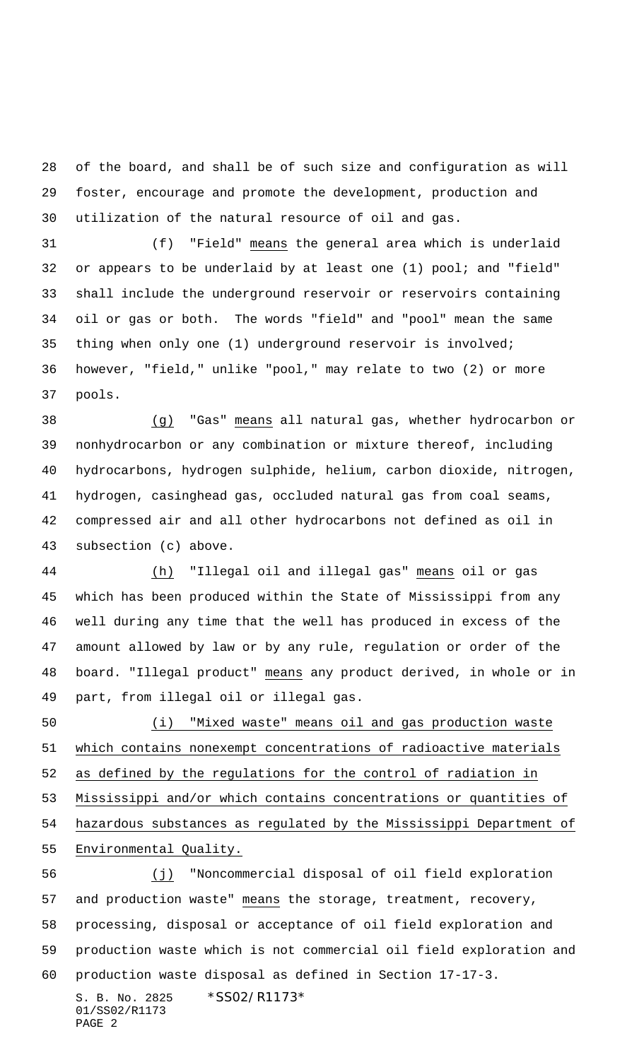of the board, and shall be of such size and configuration as will foster, encourage and promote the development, production and utilization of the natural resource of oil and gas.

(f) "Field" means the general area which is underlaid or appears to be underlaid by at least one (1) pool; and "field" shall include the underground reservoir or reservoirs containing oil or gas or both. The words "field" and "pool" mean the same thing when only one (1) underground reservoir is involved; however, "field," unlike "pool," may relate to two (2) or more pools.

(g) "Gas" means all natural gas, whether hydrocarbon or nonhydrocarbon or any combination or mixture thereof, including hydrocarbons, hydrogen sulphide, helium, carbon dioxide, nitrogen, hydrogen, casinghead gas, occluded natural gas from coal seams, compressed air and all other hydrocarbons not defined as oil in subsection (c) above.

(h) "Illegal oil and illegal gas" means oil or gas which has been produced within the State of Mississippi from any well during any time that the well has produced in excess of the amount allowed by law or by any rule, regulation or order of the board. "Illegal product" means any product derived, in whole or in part, from illegal oil or illegal gas.

(i) "Mixed waste" means oil and gas production waste which contains nonexempt concentrations of radioactive materials as defined by the regulations for the control of radiation in Mississippi and/or which contains concentrations or quantities of hazardous substances as regulated by the Mississippi Department of Environmental Quality.

(j) "Noncommercial disposal of oil field exploration and production waste" means the storage, treatment, recovery, processing, disposal or acceptance of oil field exploration and production waste which is not commercial oil field exploration and production waste disposal as defined in Section 17-17-3.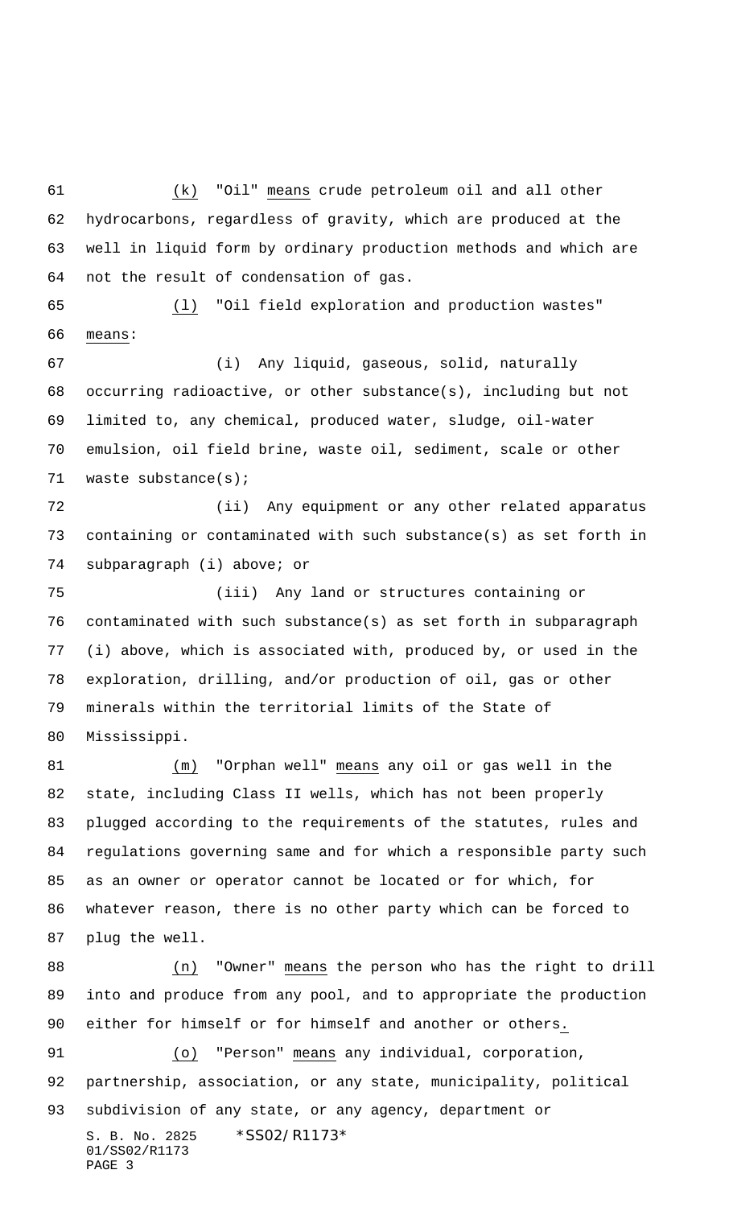(k) "Oil" means crude petroleum oil and all other hydrocarbons, regardless of gravity, which are produced at the well in liquid form by ordinary production methods and which are not the result of condensation of gas.

(l) "Oil field exploration and production wastes" means:

(i) Any liquid, gaseous, solid, naturally occurring radioactive, or other substance(s), including but not limited to, any chemical, produced water, sludge, oil-water emulsion, oil field brine, waste oil, sediment, scale or other waste substance(s);

(ii) Any equipment or any other related apparatus containing or contaminated with such substance(s) as set forth in subparagraph (i) above; or

(iii) Any land or structures containing or contaminated with such substance(s) as set forth in subparagraph (i) above, which is associated with, produced by, or used in the exploration, drilling, and/or production of oil, gas or other minerals within the territorial limits of the State of Mississippi.

(m) "Orphan well" means any oil or gas well in the state, including Class II wells, which has not been properly plugged according to the requirements of the statutes, rules and regulations governing same and for which a responsible party such as an owner or operator cannot be located or for which, for whatever reason, there is no other party which can be forced to plug the well.

(n) "Owner" means the person who has the right to drill into and produce from any pool, and to appropriate the production either for himself or for himself and another or others.

(o) "Person" means any individual, corporation, partnership, association, or any state, municipality, political subdivision of any state, or any agency, department or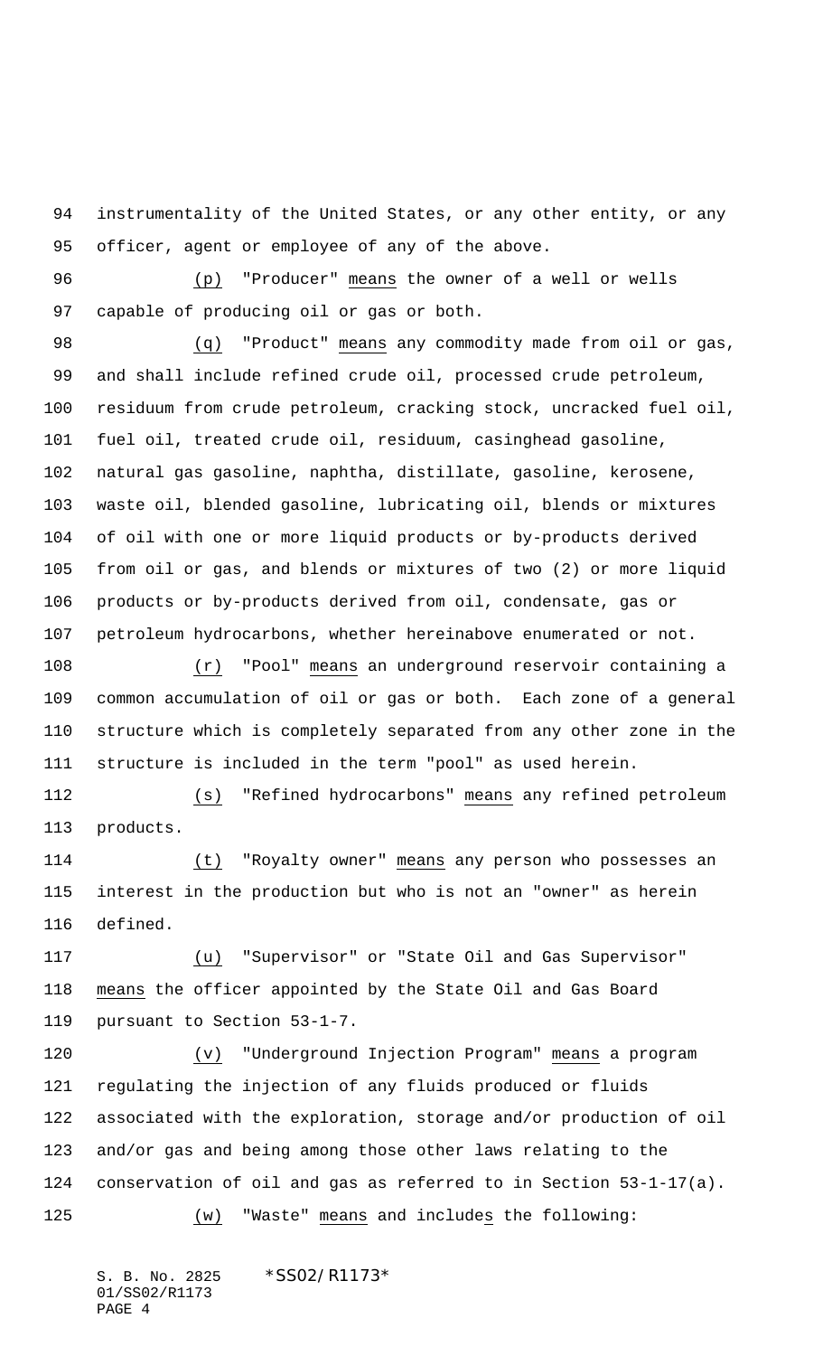instrumentality of the United States, or any other entity, or any officer, agent or employee of any of the above.

(p) "Producer" means the owner of a well or wells capable of producing oil or gas or both.

(q) "Product" means any commodity made from oil or gas, and shall include refined crude oil, processed crude petroleum, residuum from crude petroleum, cracking stock, uncracked fuel oil, fuel oil, treated crude oil, residuum, casinghead gasoline, natural gas gasoline, naphtha, distillate, gasoline, kerosene, waste oil, blended gasoline, lubricating oil, blends or mixtures of oil with one or more liquid products or by-products derived from oil or gas, and blends or mixtures of two (2) or more liquid products or by-products derived from oil, condensate, gas or petroleum hydrocarbons, whether hereinabove enumerated or not.

(r) "Pool" means an underground reservoir containing a common accumulation of oil or gas or both. Each zone of a general structure which is completely separated from any other zone in the structure is included in the term "pool" as used herein.

(s) "Refined hydrocarbons" means any refined petroleum products.

(t) "Royalty owner" means any person who possesses an interest in the production but who is not an "owner" as herein defined.

(u) "Supervisor" or "State Oil and Gas Supervisor" means the officer appointed by the State Oil and Gas Board pursuant to Section 53-1-7.

(v) "Underground Injection Program" means a program regulating the injection of any fluids produced or fluids associated with the exploration, storage and/or production of oil and/or gas and being among those other laws relating to the conservation of oil and gas as referred to in Section 53-1-17(a).

(w) "Waste" means and includes the following: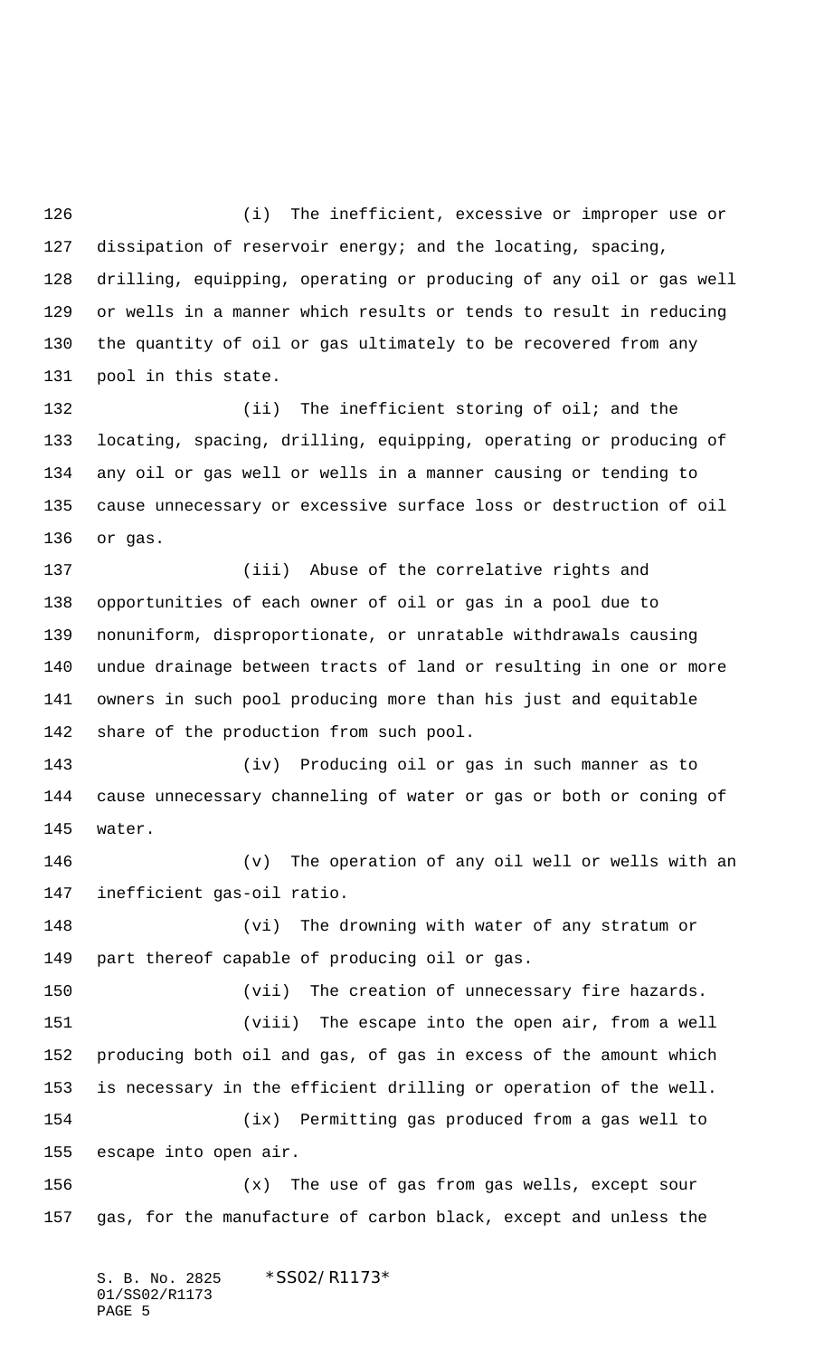(i) The inefficient, excessive or improper use or dissipation of reservoir energy; and the locating, spacing, drilling, equipping, operating or producing of any oil or gas well or wells in a manner which results or tends to result in reducing the quantity of oil or gas ultimately to be recovered from any pool in this state.

(ii) The inefficient storing of oil; and the locating, spacing, drilling, equipping, operating or producing of any oil or gas well or wells in a manner causing or tending to cause unnecessary or excessive surface loss or destruction of oil or gas.

(iii) Abuse of the correlative rights and opportunities of each owner of oil or gas in a pool due to nonuniform, disproportionate, or unratable withdrawals causing undue drainage between tracts of land or resulting in one or more owners in such pool producing more than his just and equitable share of the production from such pool.

(iv) Producing oil or gas in such manner as to cause unnecessary channeling of water or gas or both or coning of water.

(v) The operation of any oil well or wells with an inefficient gas-oil ratio.

(vi) The drowning with water of any stratum or part thereof capable of producing oil or gas.

(vii) The creation of unnecessary fire hazards.

(viii) The escape into the open air, from a well producing both oil and gas, of gas in excess of the amount which is necessary in the efficient drilling or operation of the well.

(ix) Permitting gas produced from a gas well to escape into open air.

(x) The use of gas from gas wells, except sour gas, for the manufacture of carbon black, except and unless the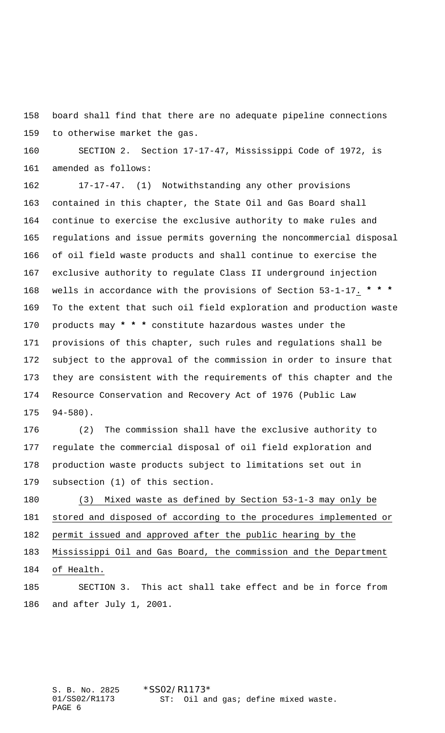board shall find that there are no adequate pipeline connections to otherwise market the gas.

SECTION 2. Section 17-17-47, Mississippi Code of 1972, is amended as follows:

17-17-47. (1) Notwithstanding any other provisions contained in this chapter, the State Oil and Gas Board shall continue to exercise the exclusive authority to make rules and regulations and issue permits governing the noncommercial disposal of oil field waste products and shall continue to exercise the exclusive authority to regulate Class II underground injection wells in accordance with the provisions of Section 53-1-17. * * * To the extent that such oil field exploration and production waste products may * * * constitute hazardous wastes under the provisions of this chapter, such rules and regulations shall be subject to the approval of the commission in order to insure that they are consistent with the requirements of this chapter and the Resource Conservation and Recovery Act of 1976 (Public Law 94-580).

(2) The commission shall have the exclusive authority to regulate the commercial disposal of oil field exploration and production waste products subject to limitations set out in subsection (1) of this section.

(3) Mixed waste as defined by Section 53-1-3 may only be stored and disposed of according to the procedures implemented or permit issued and approved after the public hearing by the Mississippi Oil and Gas Board, the commission and the Department of Health.

SECTION 3. This act shall take effect and be in force from and after July 1, 2001.